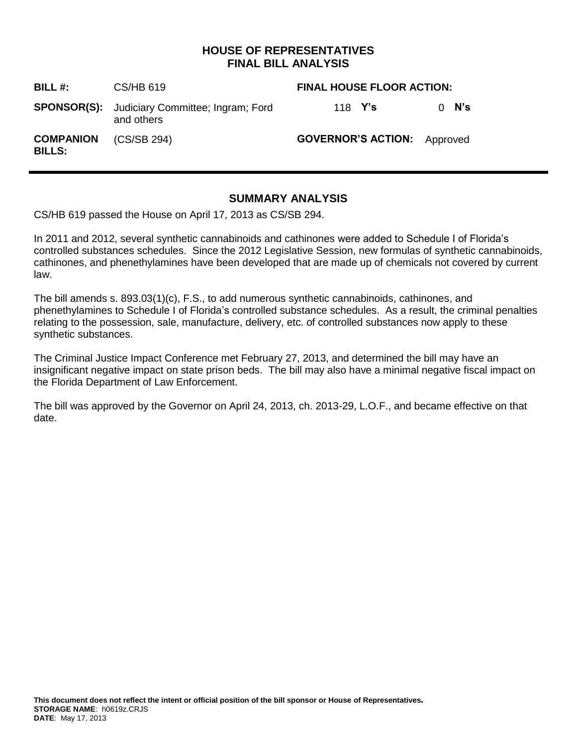# HOUSE OF REPRESENTATIVES
# FINAL BILL ANALYSIS

| | | | |
|---|---|---|---|
| **BILL #:** | CS/HB 619 | **FINAL HOUSE FLOOR ACTION:** | |
| **SPONSOR(S):** | Judiciary Committee; Ingram; Ford and others | 118 **Y's** | 0 **N's** |
| **COMPANION BILLS:** | (CS/SB 294) | **GOVERNOR'S ACTION:** | Approved |

## SUMMARY ANALYSIS

CS/HB 619 passed the House on April 17, 2013 as CS/SB 294.

In 2011 and 2012, several synthetic cannabinoids and cathinones were added to Schedule I of Florida's controlled substances schedules. Since the 2012 Legislative Session, new formulas of synthetic cannabinoids, cathinones, and phenethylamines have been developed that are made up of chemicals not covered by current law.

The bill amends s. 893.03(1)(c), F.S., to add numerous synthetic cannabinoids, cathinones, and phenethylamines to Schedule I of Florida's controlled substance schedules. As a result, the criminal penalties relating to the possession, sale, manufacture, delivery, etc. of controlled substances now apply to these synthetic substances.

The Criminal Justice Impact Conference met February 27, 2013, and determined the bill may have an insignificant negative impact on state prison beds. The bill may also have a minimal negative fiscal impact on the Florida Department of Law Enforcement.

The bill was approved by the Governor on April 24, 2013, ch. 2013-29, L.O.F., and became effective on that date.

**This document does not reflect the intent or official position of the bill sponsor or House of Representatives.**
**STORAGE NAME**: h0619z.CRJS
**DATE**: May 17, 2013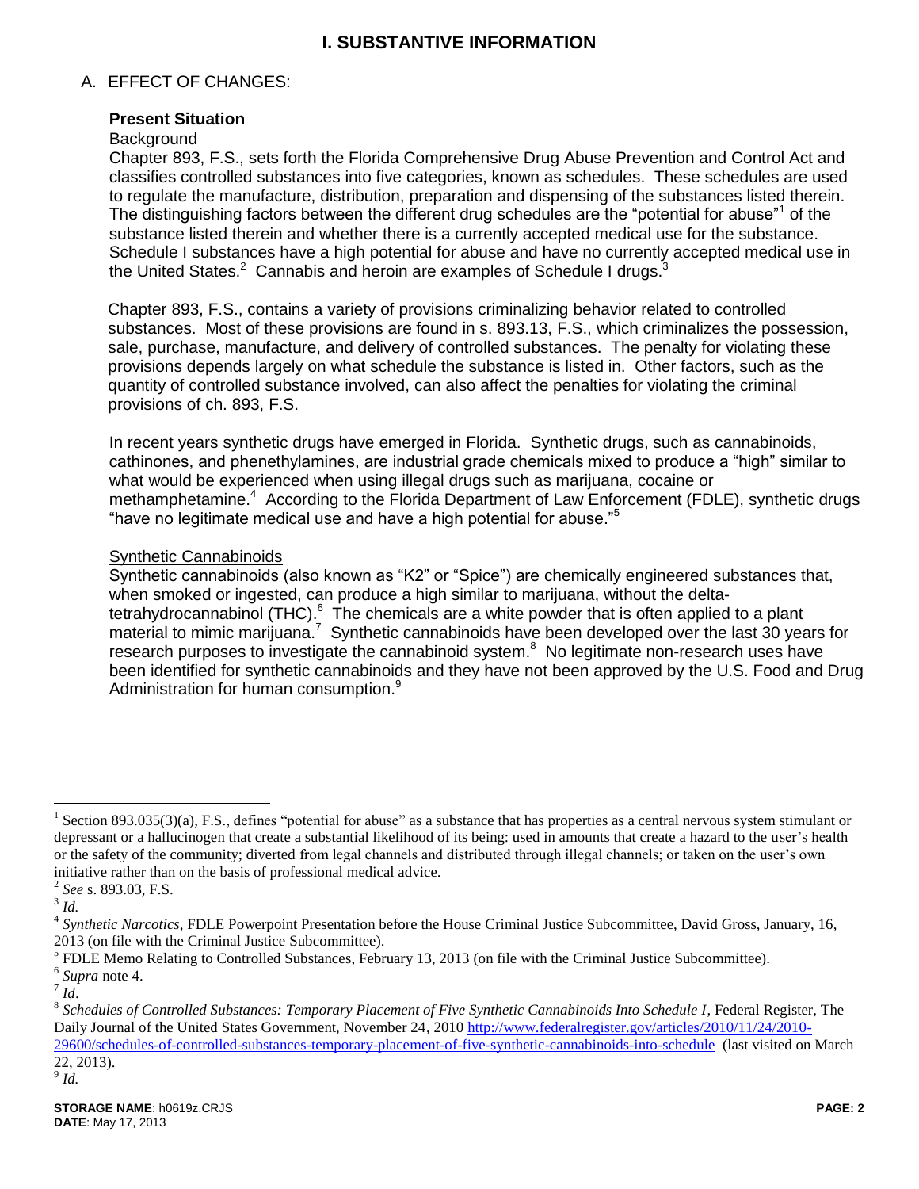# I. SUBSTANTIVE INFORMATION

## A. EFFECT OF CHANGES:

### Present Situation

Background

Chapter 893, F.S., sets forth the Florida Comprehensive Drug Abuse Prevention and Control Act and classifies controlled substances into five categories, known as schedules. These schedules are used to regulate the manufacture, distribution, preparation and dispensing of the substances listed therein. The distinguishing factors between the different drug schedules are the "potential for abuse"[1] of the substance listed therein and whether there is a currently accepted medical use for the substance. Schedule I substances have a high potential for abuse and have no currently accepted medical use in the United States.[2] Cannabis and heroin are examples of Schedule I drugs.[3]

Chapter 893, F.S., contains a variety of provisions criminalizing behavior related to controlled substances. Most of these provisions are found in s. 893.13, F.S., which criminalizes the possession, sale, purchase, manufacture, and delivery of controlled substances. The penalty for violating these provisions depends largely on what schedule the substance is listed in. Other factors, such as the quantity of controlled substance involved, can also affect the penalties for violating the criminal provisions of ch. 893, F.S.

In recent years synthetic drugs have emerged in Florida. Synthetic drugs, such as cannabinoids, cathinones, and phenethylamines, are industrial grade chemicals mixed to produce a "high" similar to what would be experienced when using illegal drugs such as marijuana, cocaine or methamphetamine.[4] According to the Florida Department of Law Enforcement (FDLE), synthetic drugs "have no legitimate medical use and have a high potential for abuse."[5]

Synthetic Cannabinoids

Synthetic cannabinoids (also known as "K2" or "Spice") are chemically engineered substances that, when smoked or ingested, can produce a high similar to marijuana, without the delta-tetrahydrocannabinol (THC).[6] The chemicals are a white powder that is often applied to a plant material to mimic marijuana.[7] Synthetic cannabinoids have been developed over the last 30 years for research purposes to investigate the cannabinoid system.[8] No legitimate non-research uses have been identified for synthetic cannabinoids and they have not been approved by the U.S. Food and Drug Administration for human consumption.[9]

---

[1] Section 893.035(3)(a), F.S., defines "potential for abuse" as a substance that has properties as a central nervous system stimulant or depressant or a hallucinogen that create a substantial likelihood of its being: used in amounts that create a hazard to the user's health or the safety of the community; diverted from legal channels and distributed through illegal channels; or taken on the user's own initiative rather than on the basis of professional medical advice.

[2] *See* s. 893.03, F.S.

[3] *Id.*

[4] *Synthetic Narcotics*, FDLE Powerpoint Presentation before the House Criminal Justice Subcommittee, David Gross, January, 16, 2013 (on file with the Criminal Justice Subcommittee).

[5] FDLE Memo Relating to Controlled Substances, February 13, 2013 (on file with the Criminal Justice Subcommittee).

[6] *Supra* note 4.

[7] *Id*.

[8] *Schedules of Controlled Substances: Temporary Placement of Five Synthetic Cannabinoids Into Schedule I*, Federal Register, The Daily Journal of the United States Government, November 24, 2010 http://www.federalregister.gov/articles/2010/11/24/2010-29600/schedules-of-controlled-substances-temporary-placement-of-five-synthetic-cannabinoids-into-schedule (last visited on March 22, 2013).

[9] *Id.*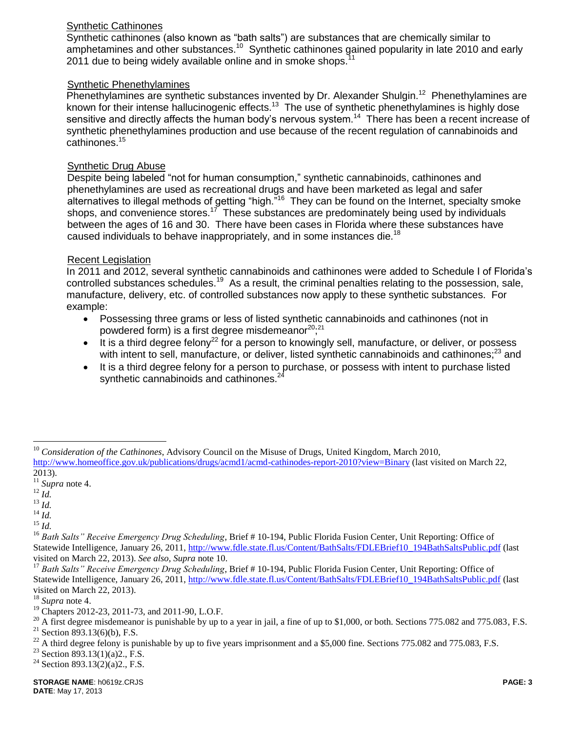Synthetic Cathinones

Synthetic cathinones (also known as "bath salts") are substances that are chemically similar to amphetamines and other substances.[10] Synthetic cathinones gained popularity in late 2010 and early 2011 due to being widely available online and in smoke shops.[11]

Synthetic Phenethylamines

Phenethylamines are synthetic substances invented by Dr. Alexander Shulgin.[12] Phenethylamines are known for their intense hallucinogenic effects.[13] The use of synthetic phenethylamines is highly dose sensitive and directly affects the human body's nervous system.[14] There has been a recent increase of synthetic phenethylamines production and use because of the recent regulation of cannabinoids and cathinones.[15]

Synthetic Drug Abuse

Despite being labeled "not for human consumption," synthetic cannabinoids, cathinones and phenethylamines are used as recreational drugs and have been marketed as legal and safer alternatives to illegal methods of getting "high."[16] They can be found on the Internet, specialty smoke shops, and convenience stores.[17] These substances are predominately being used by individuals between the ages of 16 and 30. There have been cases in Florida where these substances have caused individuals to behave inappropriately, and in some instances die.[18]

Recent Legislation

In 2011 and 2012, several synthetic cannabinoids and cathinones were added to Schedule I of Florida's controlled substances schedules.[19] As a result, the criminal penalties relating to the possession, sale, manufacture, delivery, etc. of controlled substances now apply to these synthetic substances. For example:

- Possessing three grams or less of listed synthetic cannabinoids and cathinones (not in powdered form) is a first degree misdemeanor[20];[21]
- It is a third degree felony[22] for a person to knowingly sell, manufacture, or deliver, or possess with intent to sell, manufacture, or deliver, listed synthetic cannabinoids and cathinones;[23] and
- It is a third degree felony for a person to purchase, or possess with intent to purchase listed synthetic cannabinoids and cathinones.[24]

---

[10] *Consideration of the Cathinones*, Advisory Council on the Misuse of Drugs, United Kingdom, March 2010, http://www.homeoffice.gov.uk/publications/drugs/acmd1/acmd-cathinodes-report-2010?view=Binary (last visited on March 22, 2013).

[11] *Supra* note 4.

[12] *Id.*

[13] *Id.*

[14] *Id.*

[15] *Id.*

[16] *Bath Salts" Receive Emergency Drug Scheduling*, Brief # 10-194, Public Florida Fusion Center, Unit Reporting: Office of Statewide Intelligence, January 26, 2011, http://www.fdle.state.fl.us/Content/BathSalts/FDLEBrief10_194BathSaltsPublic.pdf (last visited on March 22, 2013). *See also*, *Supra* note 10.

[17] *Bath Salts" Receive Emergency Drug Scheduling*, Brief # 10-194, Public Florida Fusion Center, Unit Reporting: Office of Statewide Intelligence, January 26, 2011, http://www.fdle.state.fl.us/Content/BathSalts/FDLEBrief10_194BathSaltsPublic.pdf (last visited on March 22, 2013).

[18] *Supra* note 4.

[19] Chapters 2012-23, 2011-73, and 2011-90, L.O.F.

[20] A first degree misdemeanor is punishable by up to a year in jail, a fine of up to $1,000, or both. Sections 775.082 and 775.083, F.S.

[21] Section 893.13(6)(b), F.S.

[22] A third degree felony is punishable by up to five years imprisonment and a $5,000 fine. Sections 775.082 and 775.083, F.S.

[23] Section 893.13(1)(a)2., F.S.

[24] Section 893.13(2)(a)2., F.S.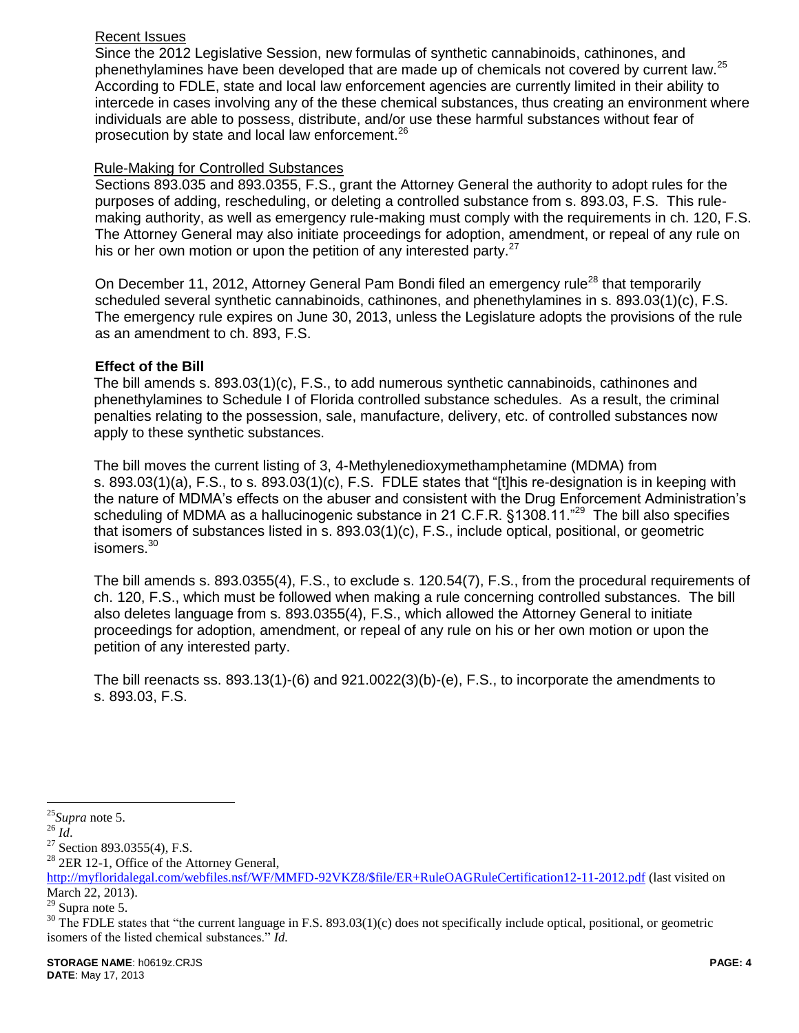Recent Issues

Since the 2012 Legislative Session, new formulas of synthetic cannabinoids, cathinones, and phenethylamines have been developed that are made up of chemicals not covered by current law.[25] According to FDLE, state and local law enforcement agencies are currently limited in their ability to intercede in cases involving any of the these chemical substances, thus creating an environment where individuals are able to possess, distribute, and/or use these harmful substances without fear of prosecution by state and local law enforcement.[26]

Rule-Making for Controlled Substances

Sections 893.035 and 893.0355, F.S., grant the Attorney General the authority to adopt rules for the purposes of adding, rescheduling, or deleting a controlled substance from s. 893.03, F.S. This rule-making authority, as well as emergency rule-making must comply with the requirements in ch. 120, F.S. The Attorney General may also initiate proceedings for adoption, amendment, or repeal of any rule on his or her own motion or upon the petition of any interested party.[27]

On December 11, 2012, Attorney General Pam Bondi filed an emergency rule[28] that temporarily scheduled several synthetic cannabinoids, cathinones, and phenethylamines in s. 893.03(1)(c), F.S. The emergency rule expires on June 30, 2013, unless the Legislature adopts the provisions of the rule as an amendment to ch. 893, F.S.

**Effect of the Bill**

The bill amends s. 893.03(1)(c), F.S., to add numerous synthetic cannabinoids, cathinones and phenethylamines to Schedule I of Florida controlled substance schedules. As a result, the criminal penalties relating to the possession, sale, manufacture, delivery, etc. of controlled substances now apply to these synthetic substances.

The bill moves the current listing of 3, 4-Methylenedioxymethamphetamine (MDMA) from s. 893.03(1)(a), F.S., to s. 893.03(1)(c), F.S. FDLE states that "[t]his re-designation is in keeping with the nature of MDMA's effects on the abuser and consistent with the Drug Enforcement Administration's scheduling of MDMA as a hallucinogenic substance in 21 C.F.R. §1308.11."[29] The bill also specifies that isomers of substances listed in s. 893.03(1)(c), F.S., include optical, positional, or geometric isomers.[30]

The bill amends s. 893.0355(4), F.S., to exclude s. 120.54(7), F.S., from the procedural requirements of ch. 120, F.S., which must be followed when making a rule concerning controlled substances. The bill also deletes language from s. 893.0355(4), F.S., which allowed the Attorney General to initiate proceedings for adoption, amendment, or repeal of any rule on his or her own motion or upon the petition of any interested party.

The bill reenacts ss. 893.13(1)-(6) and 921.0022(3)(b)-(e), F.S., to incorporate the amendments to s. 893.03, F.S.

---

[25] *Supra* note 5.

[26] *Id.*

[27] Section 893.0355(4), F.S.

[28] 2ER 12-1, Office of the Attorney General, http://myfloridalegal.com/webfiles.nsf/WF/MMFD-92VKZ8/$file/ER+RuleOAGRuleCertification12-11-2012.pdf (last visited on March 22, 2013).

[29] Supra note 5.

[30] The FDLE states that "the current language in F.S. 893.03(1)(c) does not specifically include optical, positional, or geometric isomers of the listed chemical substances." *Id.*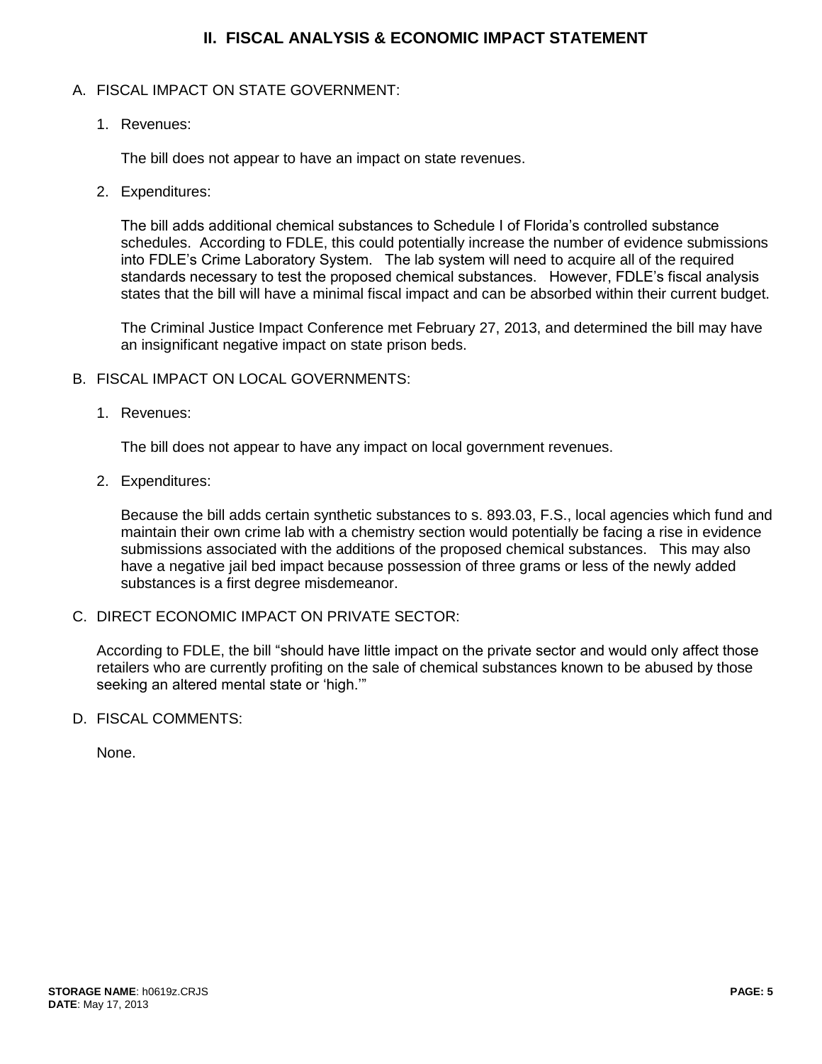## II. FISCAL ANALYSIS & ECONOMIC IMPACT STATEMENT

A. FISCAL IMPACT ON STATE GOVERNMENT:

1. Revenues:

   The bill does not appear to have an impact on state revenues.

2. Expenditures:

   The bill adds additional chemical substances to Schedule I of Florida's controlled substance schedules. According to FDLE, this could potentially increase the number of evidence submissions into FDLE's Crime Laboratory System. The lab system will need to acquire all of the required standards necessary to test the proposed chemical substances. However, FDLE's fiscal analysis states that the bill will have a minimal fiscal impact and can be absorbed within their current budget.

   The Criminal Justice Impact Conference met February 27, 2013, and determined the bill may have an insignificant negative impact on state prison beds.

B. FISCAL IMPACT ON LOCAL GOVERNMENTS:

1. Revenues:

   The bill does not appear to have any impact on local government revenues.

2. Expenditures:

   Because the bill adds certain synthetic substances to s. 893.03, F.S., local agencies which fund and maintain their own crime lab with a chemistry section would potentially be facing a rise in evidence submissions associated with the additions of the proposed chemical substances. This may also have a negative jail bed impact because possession of three grams or less of the newly added substances is a first degree misdemeanor.

C. DIRECT ECONOMIC IMPACT ON PRIVATE SECTOR:

According to FDLE, the bill "should have little impact on the private sector and would only affect those retailers who are currently profiting on the sale of chemical substances known to be abused by those seeking an altered mental state or 'high.'"

D. FISCAL COMMENTS:

None.